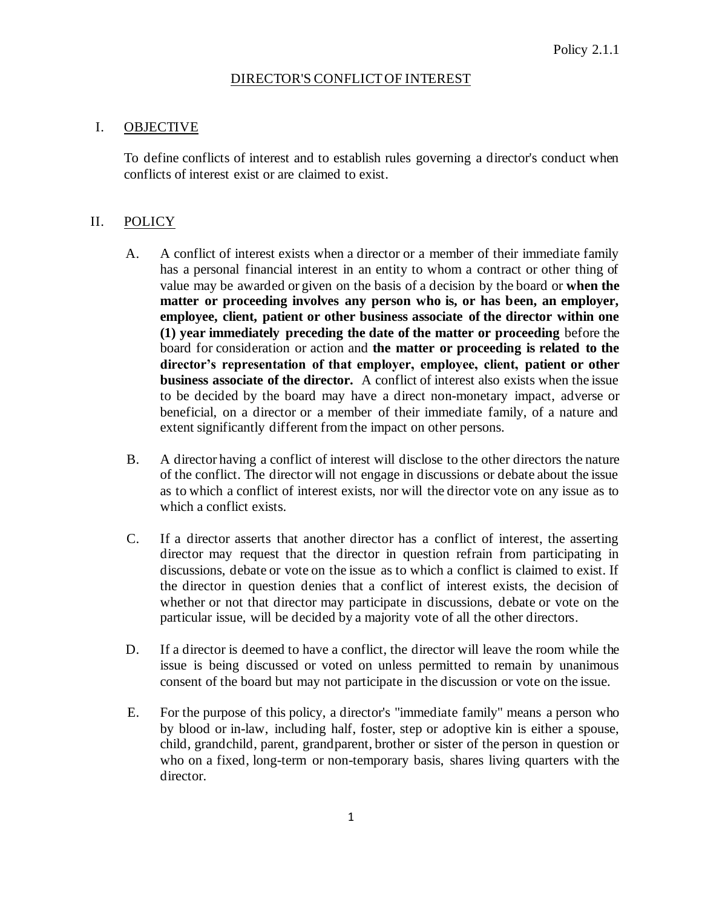Policy 2.1.1

# DIRECTOR'S CONFLICT OF INTEREST

## I. OBJECTIVE

To define conflicts of interest and to establish rules governing a director's conduct when conflicts of interest exist or are claimed to exist.

## II. POLICY

A. A conflict of interest exists when a director or a member of their immediate family has a personal financial interest in an entity to whom a contract or other thing of value may be awarded or given on the basis of a decision by the board or **when the matter or proceeding involves any person who is, or has been, an employer, employee, client, patient or other business associate of the director within one (1) year immediately preceding the date of the matter or proceeding** before the board for consideration or action and **the matter or proceeding is related to the director's representation of that employer, employee, client, patient or other business associate of the director.** A conflict of interest also exists when the issue to be decided by the board may have a direct non-monetary impact, adverse or beneficial, on a director or a member of their immediate family, of a nature and extent significantly different from the impact on other persons.

B. A director having a conflict of interest will disclose to the other directors the nature of the conflict. The director will not engage in discussions or debate about the issue as to which a conflict of interest exists, nor will the director vote on any issue as to which a conflict exists.

C. If a director asserts that another director has a conflict of interest, the asserting director may request that the director in question refrain from participating in discussions, debate or vote on the issue as to which a conflict is claimed to exist. If the director in question denies that a conflict of interest exists, the decision of whether or not that director may participate in discussions, debate or vote on the particular issue, will be decided by a majority vote of all the other directors.

D. If a director is deemed to have a conflict, the director will leave the room while the issue is being discussed or voted on unless permitted to remain by unanimous consent of the board but may not participate in the discussion or vote on the issue.

E. For the purpose of this policy, a director's "immediate family" means a person who by blood or in-law, including half, foster, step or adoptive kin is either a spouse, child, grandchild, parent, grandparent, brother or sister of the person in question or who on a fixed, long-term or non-temporary basis, shares living quarters with the director.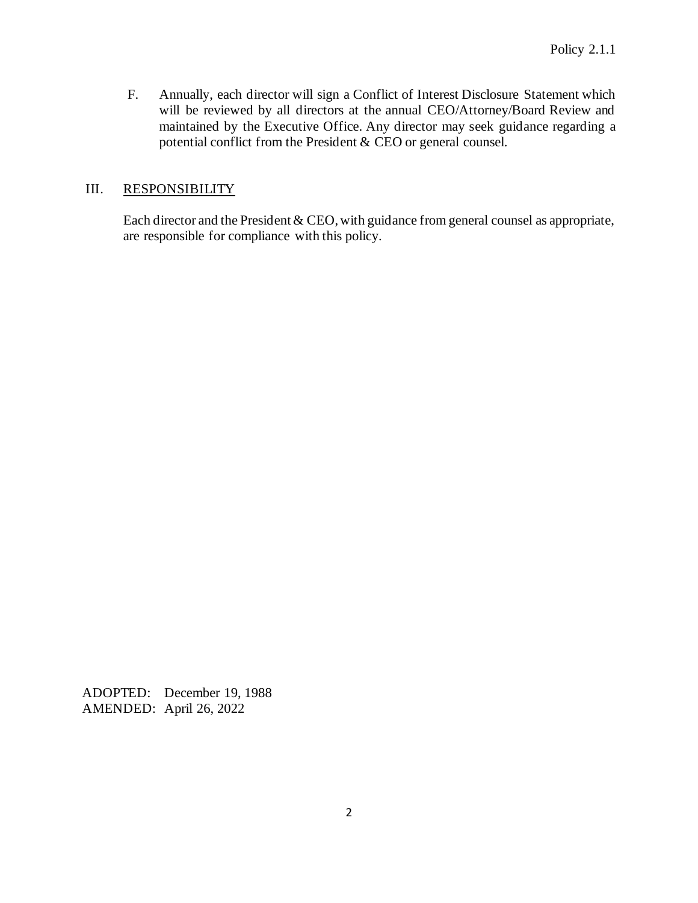F. Annually, each director will sign a Conflict of Interest Disclosure Statement which will be reviewed by all directors at the annual CEO/Attorney/Board Review and maintained by the Executive Office. Any director may seek guidance regarding a potential conflict from the President & CEO or general counsel.

## III. RESPONSIBILITY

Each director and the President & CEO, with guidance from general counsel as appropriate, are responsible for compliance with this policy.

ADOPTED: December 19, 1988
AMENDED: April 26, 2022